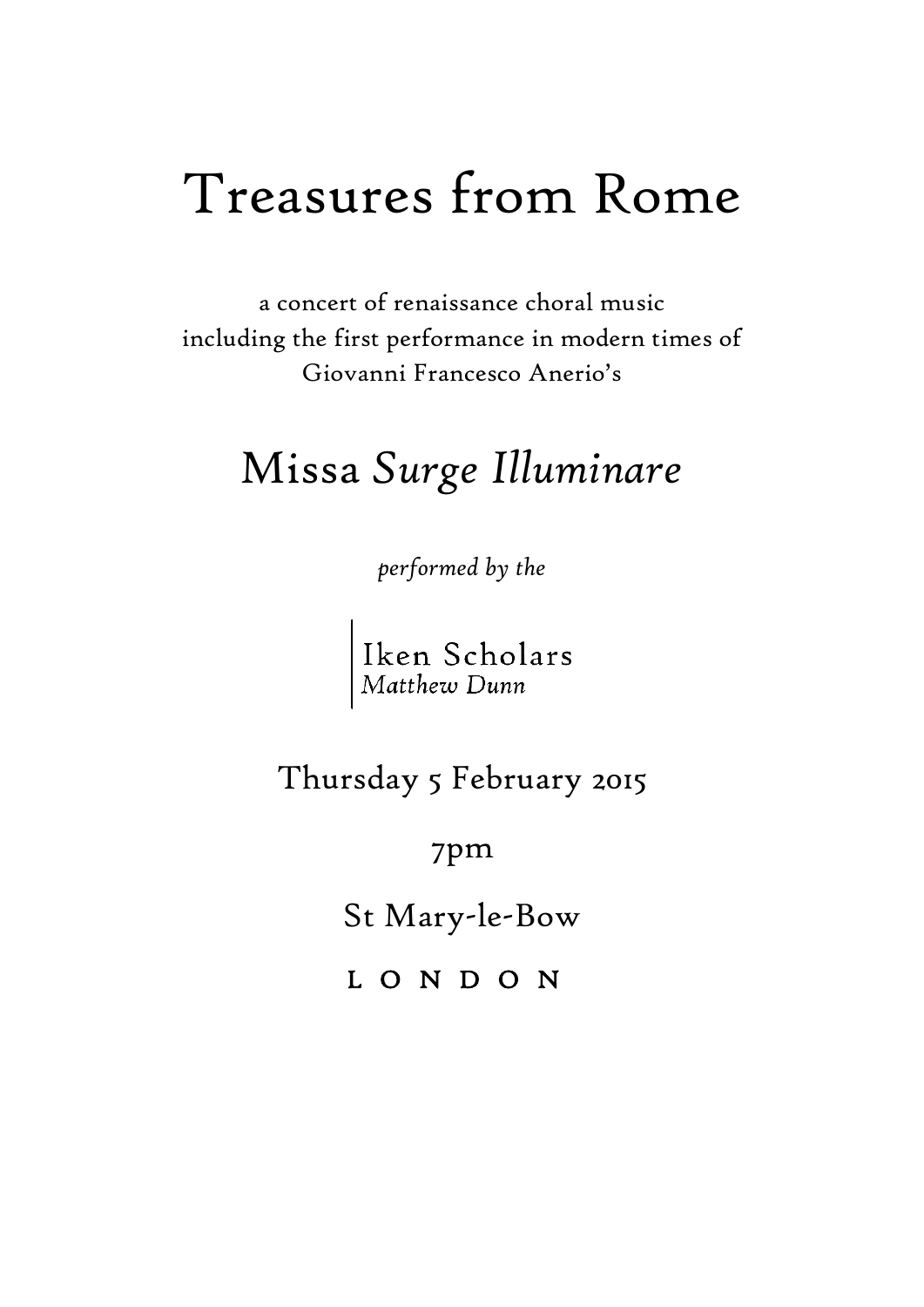# Treasures from Rome

a concert of renaissance choral music
including the first performance in modern times of
Giovanni Francesco Anerio's

## Missa *Surge Illuminare*

*performed by the*

Iken Scholars
*Matthew Dunn*

Thursday 5 February 2015

7pm

St Mary-le-Bow

LONDON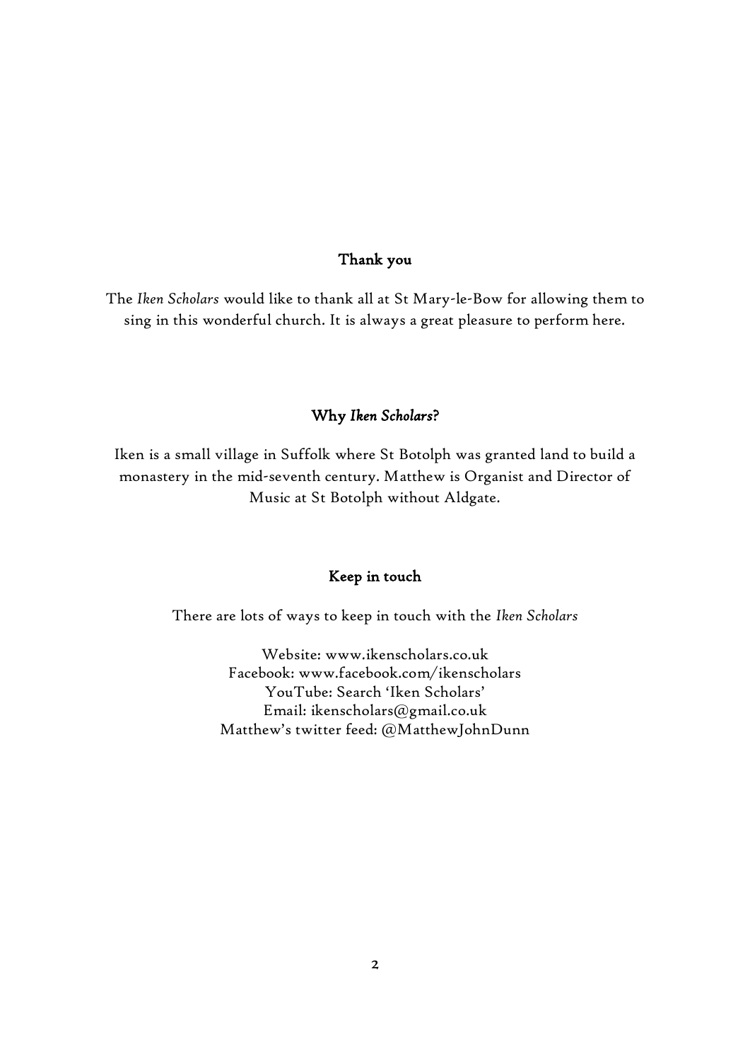## Thank you

The *Iken Scholars* would like to thank all at St Mary-le-Bow for allowing them to sing in this wonderful church. It is always a great pleasure to perform here.

## Why *Iken Scholars*?

Iken is a small village in Suffolk where St Botolph was granted land to build a monastery in the mid-seventh century. Matthew is Organist and Director of Music at St Botolph without Aldgate.

## Keep in touch

There are lots of ways to keep in touch with the *Iken Scholars*

Website: www.ikenscholars.co.uk
Facebook: www.facebook.com/ikenscholars
YouTube: Search 'Iken Scholars'
Email: ikenscholars@gmail.co.uk
Matthew's twitter feed: @MatthewJohnDunn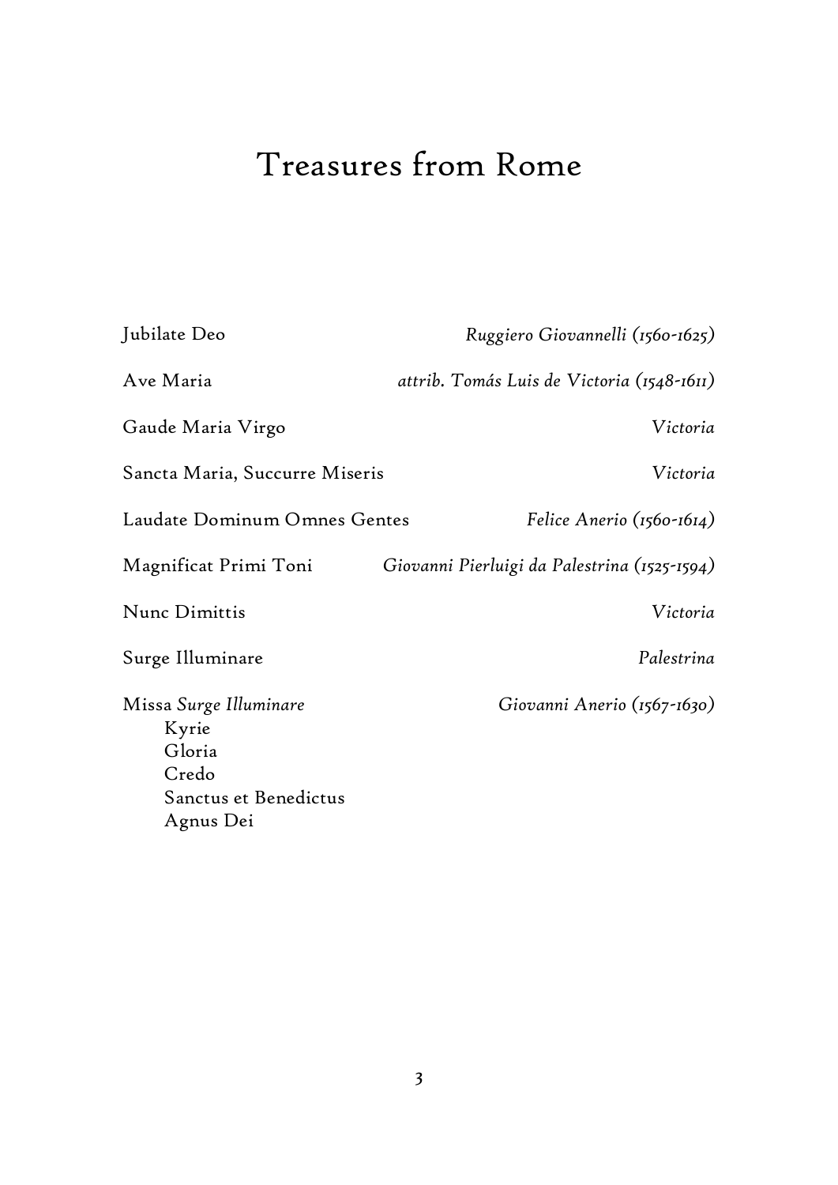# Treasures from Rome

Jubilate Deo — *Ruggiero Giovannelli (1560-1625)*

Ave Maria — *attrib. Tomás Luis de Victoria (1548-1611)*

Gaude Maria Virgo — *Victoria*

Sancta Maria, Succurre Miseris — *Victoria*

Laudate Dominum Omnes Gentes — *Felice Anerio (1560-1614)*

Magnificat Primi Toni — *Giovanni Pierluigi da Palestrina (1525-1594)*

Nunc Dimittis — *Victoria*

Surge Illuminare — *Palestrina*

Missa *Surge Illuminare* — *Giovanni Anerio (1567-1630)*

- Kyrie
- Gloria
- Credo
- Sanctus et Benedictus
- Agnus Dei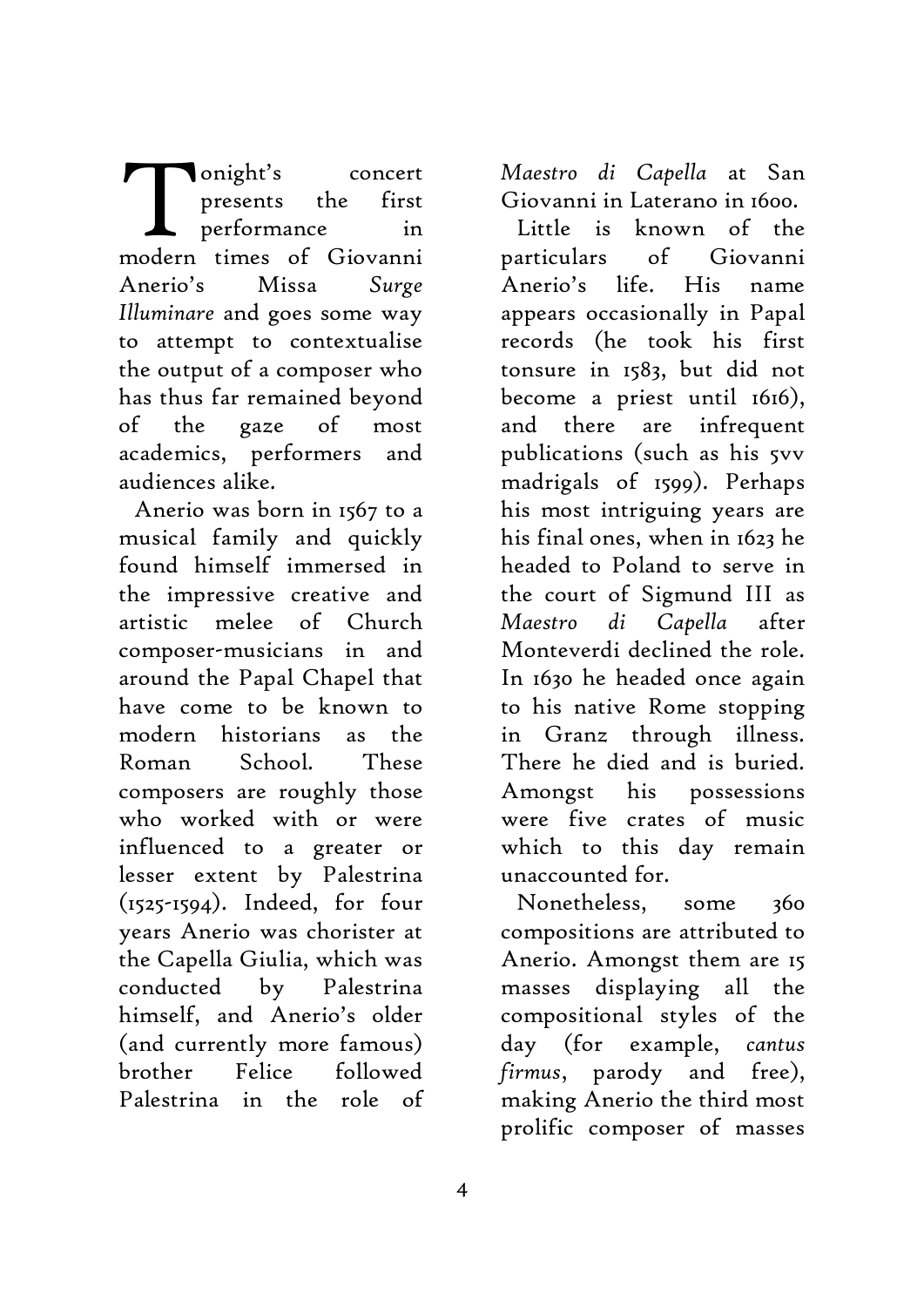Tonight's concert presents the first performance in modern times of Giovanni Anerio's Missa *Surge Illuminare* and goes some way to attempt to contextualise the output of a composer who has thus far remained beyond of the gaze of most academics, performers and audiences alike.

Anerio was born in 1567 to a musical family and quickly found himself immersed in the impressive creative and artistic melee of Church composer-musicians in and around the Papal Chapel that have come to be known to modern historians as the Roman School. These composers are roughly those who worked with or were influenced to a greater or lesser extent by Palestrina (1525-1594). Indeed, for four years Anerio was chorister at the Capella Giulia, which was conducted by Palestrina himself, and Anerio's older (and currently more famous) brother Felice followed Palestrina in the role of *Maestro di Capella* at San Giovanni in Laterano in 1600.

Little is known of the particulars of Giovanni Anerio's life. His name appears occasionally in Papal records (he took his first tonsure in 1583, but did not become a priest until 1616), and there are infrequent publications (such as his 5vv madrigals of 1599). Perhaps his most intriguing years are his final ones, when in 1623 he headed to Poland to serve in the court of Sigmund III as *Maestro di Capella* after Monteverdi declined the role. In 1630 he headed once again to his native Rome stopping in Granz through illness. There he died and is buried. Amongst his possessions were five crates of music which to this day remain unaccounted for.

Nonetheless, some 360 compositions are attributed to Anerio. Amongst them are 15 masses displaying all the compositional styles of the day (for example, *cantus firmus*, parody and free), making Anerio the third most prolific composer of masses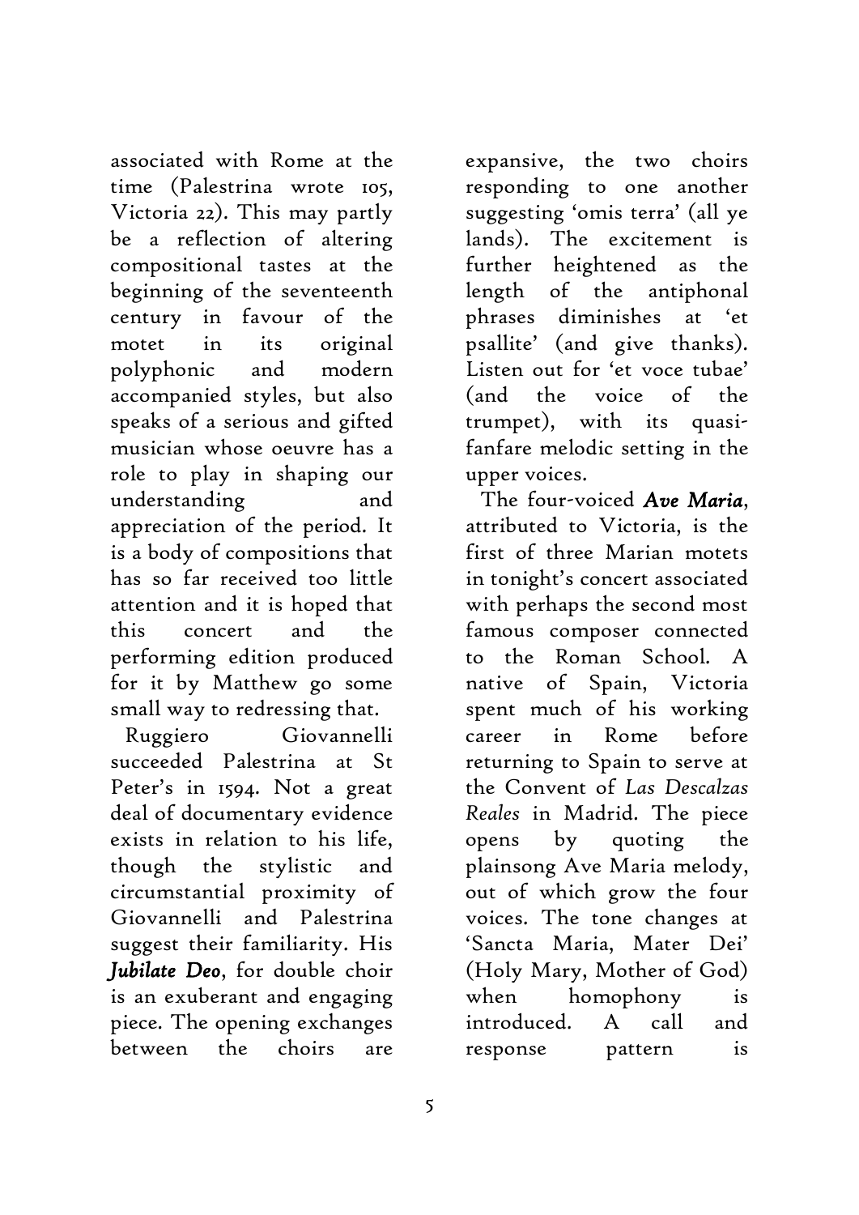associated with Rome at the time (Palestrina wrote 105, Victoria 22). This may partly be a reflection of altering compositional tastes at the beginning of the seventeenth century in favour of the motet in its original polyphonic and modern accompanied styles, but also speaks of a serious and gifted musician whose oeuvre has a role to play in shaping our understanding and appreciation of the period. It is a body of compositions that has so far received too little attention and it is hoped that this concert and the performing edition produced for it by Matthew go some small way to redressing that.

Ruggiero Giovannelli succeeded Palestrina at St Peter's in 1594. Not a great deal of documentary evidence exists in relation to his life, though the stylistic and circumstantial proximity of Giovannelli and Palestrina suggest their familiarity. His ***Jubilate Deo***, for double choir is an exuberant and engaging piece. The opening exchanges between the choirs are expansive, the two choirs responding to one another suggesting 'omis terra' (all ye lands). The excitement is further heightened as the length of the antiphonal phrases diminishes at 'et psallite' (and give thanks). Listen out for 'et voce tubae' (and the voice of the trumpet), with its quasi-fanfare melodic setting in the upper voices.

The four-voiced ***Ave Maria***, attributed to Victoria, is the first of three Marian motets in tonight's concert associated with perhaps the second most famous composer connected to the Roman School. A native of Spain, Victoria spent much of his working career in Rome before returning to Spain to serve at the Convent of *Las Descalzas Reales* in Madrid. The piece opens by quoting the plainsong Ave Maria melody, out of which grow the four voices. The tone changes at 'Sancta Maria, Mater Dei' (Holy Mary, Mother of God) when homophony is introduced. A call and response pattern is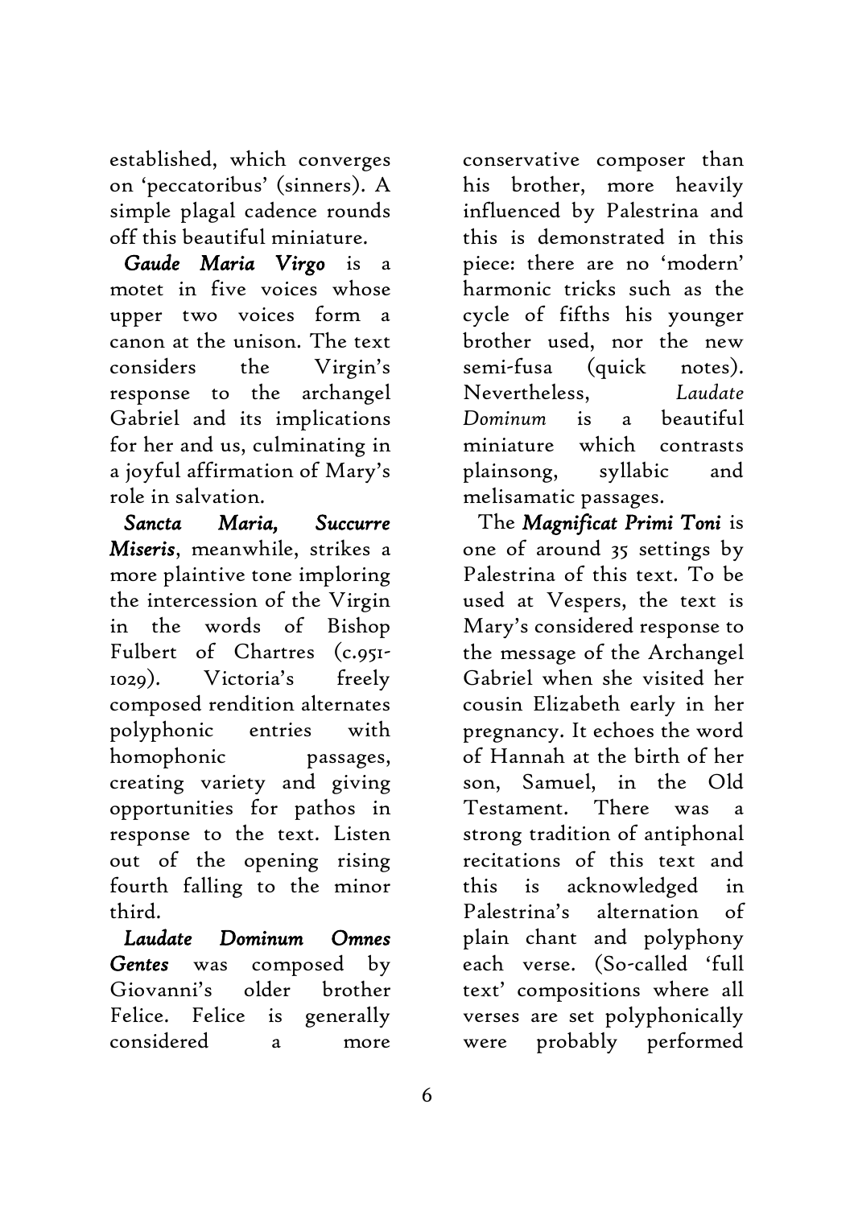established, which converges on 'peccatoribus' (sinners). A simple plagal cadence rounds off this beautiful miniature.

***Gaude Maria Virgo*** is a motet in five voices whose upper two voices form a canon at the unison. The text considers the Virgin's response to the archangel Gabriel and its implications for her and us, culminating in a joyful affirmation of Mary's role in salvation.

***Sancta Maria, Succurre Miseris***, meanwhile, strikes a more plaintive tone imploring the intercession of the Virgin in the words of Bishop Fulbert of Chartres (c.951-1029). Victoria's freely composed rendition alternates polyphonic entries with homophonic passages, creating variety and giving opportunities for pathos in response to the text. Listen out of the opening rising fourth falling to the minor third.

***Laudate Dominum Omnes Gentes*** was composed by Giovanni's older brother Felice. Felice is generally considered a more conservative composer than his brother, more heavily influenced by Palestrina and this is demonstrated in this piece: there are no 'modern' harmonic tricks such as the cycle of fifths his younger brother used, nor the new semi-fusa (quick notes). Nevertheless, *Laudate Dominum* is a beautiful miniature which contrasts plainsong, syllabic and melisamatic passages.

The ***Magnificat Primi Toni*** is one of around 35 settings by Palestrina of this text. To be used at Vespers, the text is Mary's considered response to the message of the Archangel Gabriel when she visited her cousin Elizabeth early in her pregnancy. It echoes the word of Hannah at the birth of her son, Samuel, in the Old Testament. There was a strong tradition of antiphonal recitations of this text and this is acknowledged in Palestrina's alternation of plain chant and polyphony each verse. (So-called 'full text' compositions where all verses are set polyphonically were probably performed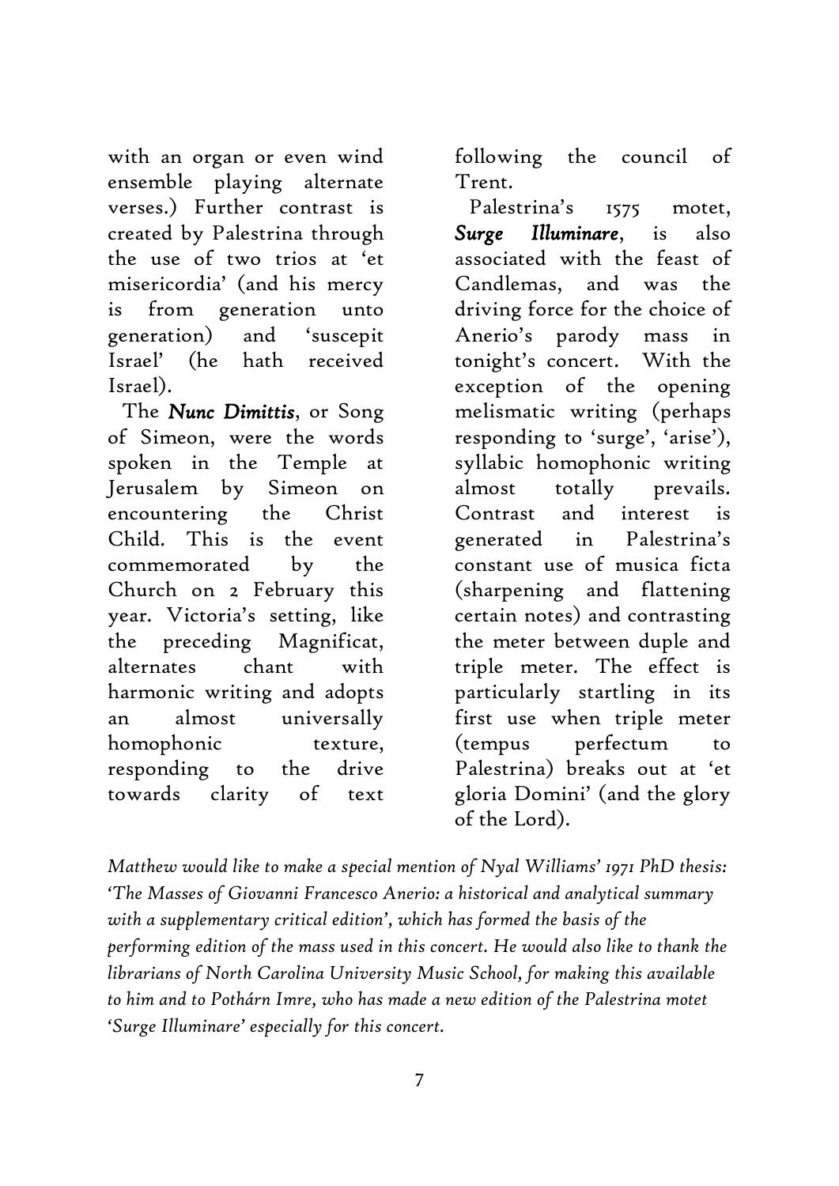with an organ or even wind ensemble playing alternate verses.) Further contrast is created by Palestrina through the use of two trios at 'et misericordia' (and his mercy is from generation unto generation) and 'suscepit Israel' (he hath received Israel).

The ***Nunc Dimittis***, or Song of Simeon, were the words spoken in the Temple at Jerusalem by Simeon on encountering the Christ Child. This is the event commemorated by the Church on 2 February this year. Victoria's setting, like the preceding Magnificat, alternates chant with harmonic writing and adopts an almost universally homophonic texture, responding to the drive towards clarity of text following the council of Trent.

Palestrina's 1575 motet, ***Surge Illuminare***, is also associated with the feast of Candlemas, and was the driving force for the choice of Anerio's parody mass in tonight's concert. With the exception of the opening melismatic writing (perhaps responding to 'surge', 'arise'), syllabic homophonic writing almost totally prevails. Contrast and interest is generated in Palestrina's constant use of musica ficta (sharpening and flattening certain notes) and contrasting the meter between duple and triple meter. The effect is particularly startling in its first use when triple meter (tempus perfectum to Palestrina) breaks out at 'et gloria Domini' (and the glory of the Lord).

*Matthew would like to make a special mention of Nyal Williams' 1971 PhD thesis: 'The Masses of Giovanni Francesco Anerio: a historical and analytical summary with a supplementary critical edition', which has formed the basis of the performing edition of the mass used in this concert. He would also like to thank the librarians of North Carolina University Music School, for making this available to him and to Pothárn Imre, who has made a new edition of the Palestrina motet 'Surge Illuminare' especially for this concert.*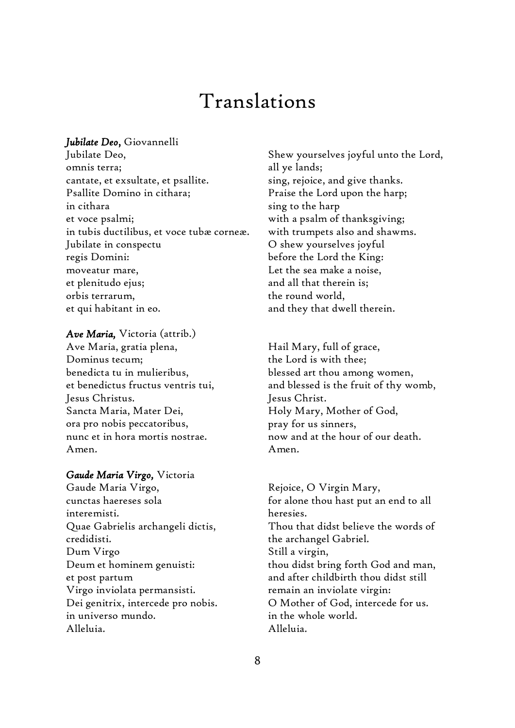# Translations

***Jubilate Deo,*** Giovannelli

| | |
|---|---|
| Jubilate Deo, | Shew yourselves joyful unto the Lord, |
| omnis terra; | all ye lands; |
| cantate, et exsultate, et psallite. | sing, rejoice, and give thanks. |
| Psallite Domino in cithara; | Praise the Lord upon the harp; |
| in cithara | sing to the harp |
| et voce psalmi; | with a psalm of thanksgiving; |
| in tubis ductilibus, et voce tubæ corneæ. | with trumpets also and shawms. |
| Jubilate in conspectu | O shew yourselves joyful |
| regis Domini: | before the Lord the King: |
| moveatur mare, | Let the sea make a noise, |
| et plenitudo ejus; | and all that therein is; |
| orbis terrarum, | the round world, |
| et qui habitant in eo. | and they that dwell therein. |

***Ave Maria,*** Victoria (attrib.)

| | |
|---|---|
| Ave Maria, gratia plena, | Hail Mary, full of grace, |
| Dominus tecum; | the Lord is with thee; |
| benedicta tu in mulieribus, | blessed art thou among women, |
| et benedictus fructus ventris tui, | and blessed is the fruit of thy womb, |
| Jesus Christus. | Jesus Christ. |
| Sancta Maria, Mater Dei, | Holy Mary, Mother of God, |
| ora pro nobis peccatoribus, | pray for us sinners, |
| nunc et in hora mortis nostrae. | now and at the hour of our death. |
| Amen. | Amen. |

***Gaude Maria Virgo,*** Victoria

| | |
|---|---|
| Gaude Maria Virgo, | Rejoice, O Virgin Mary, |
| cunctas haereses sola interemisti. | for alone thou hast put an end to all heresies. |
| Quae Gabrielis archangeli dictis, credidisti. | Thou that didst believe the words of the archangel Gabriel. |
| Dum Virgo | Still a virgin, |
| Deum et hominem genuisti: | thou didst bring forth God and man, |
| et post partum Virgo inviolata permansisti. | and after childbirth thou didst still remain an inviolate virgin: |
| Dei genitrix, intercede pro nobis. | O Mother of God, intercede for us. |
| in universo mundo. | in the whole world. |
| Alleluia. | Alleluia. |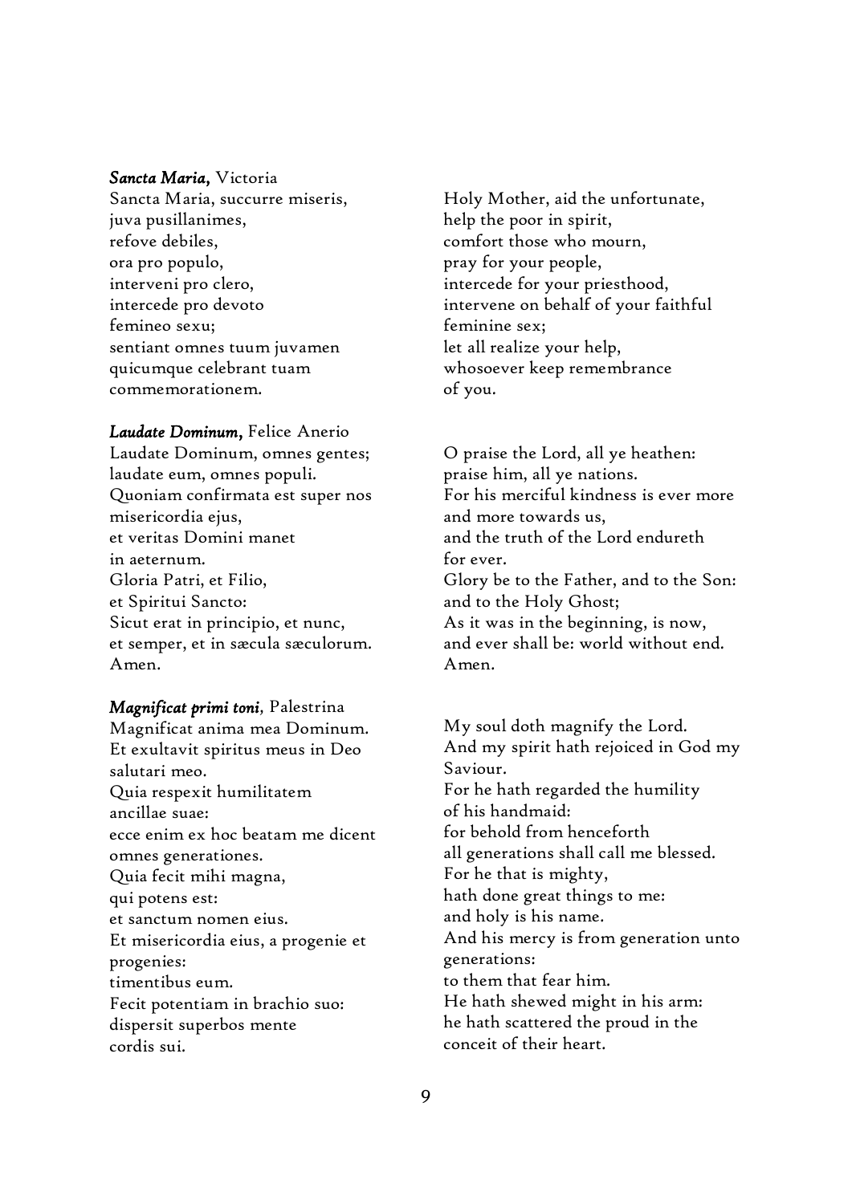***Sancta Maria,*** Victoria

Sancta Maria, succurre miseris,
juva pusillanimes,
refove debiles,
ora pro populo,
interveni pro clero,
intercede pro devoto
femineo sexu;
sentiant omnes tuum juvamen
quicumque celebrant tuam
commemorationem.

Holy Mother, aid the unfortunate,
help the poor in spirit,
comfort those who mourn,
pray for your people,
intercede for your priesthood,
intervene on behalf of your faithful
feminine sex;
let all realize your help,
whosoever keep remembrance
of you.

***Laudate Dominum,*** Felice Anerio

Laudate Dominum, omnes gentes;
laudate eum, omnes populi.
Quoniam confirmata est super nos
misericordia ejus,
et veritas Domini manet
in aeternum.
Gloria Patri, et Filio,
et Spiritui Sancto:
Sicut erat in principio, et nunc,
et semper, et in sæcula sæculorum.
Amen.

O praise the Lord, all ye heathen:
praise him, all ye nations.
For his merciful kindness is ever more
and more towards us,
and the truth of the Lord endureth
for ever.
Glory be to the Father, and to the Son:
and to the Holy Ghost;
As it was in the beginning, is now,
and ever shall be: world without end.
Amen.

***Magnificat primi toni,*** Palestrina

Magnificat anima mea Dominum.
Et exultavit spiritus meus in Deo
salutari meo.
Quia respexit humilitatem
ancillae suae:
ecce enim ex hoc beatam me dicent
omnes generationes.
Quia fecit mihi magna,
qui potens est:
et sanctum nomen eius.
Et misericordia eius, a progenie et
progenies:
timentibus eum.
Fecit potentiam in brachio suo:
dispersit superbos mente
cordis sui.

My soul doth magnify the Lord.
And my spirit hath rejoiced in God my
Saviour.
For he hath regarded the humility
of his handmaid:
for behold from henceforth
all generations shall call me blessed.
For he that is mighty,
hath done great things to me:
and holy is his name.
And his mercy is from generation unto
generations:
to them that fear him.
He hath shewed might in his arm:
he hath scattered the proud in the
conceit of their heart.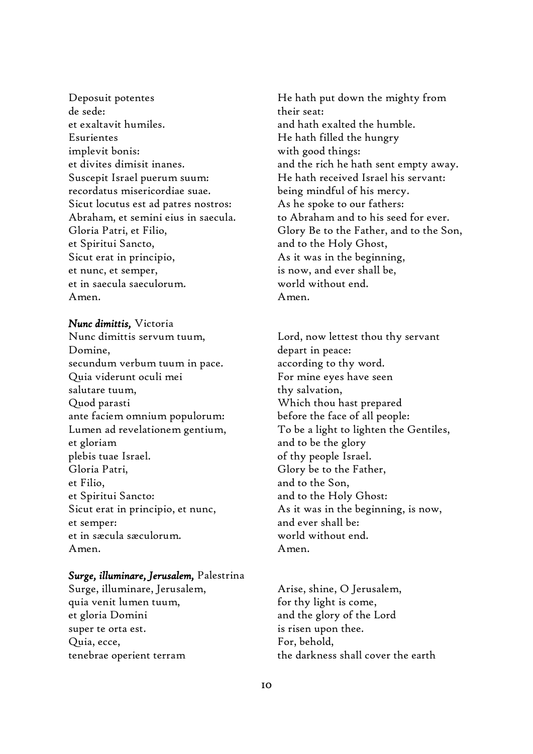Deposuit potentes
de sede:
et exaltavit humiles.
Esurientes
implevit bonis:
et divites dimisit inanes.
Suscepit Israel puerum suum:
recordatus misericordiae suae.
Sicut locutus est ad patres nostros:
Abraham, et semini eius in saecula.
Gloria Patri, et Filio,
et Spiritui Sancto,
Sicut erat in principio,
et nunc, et semper,
et in saecula saeculorum.
Amen.

He hath put down the mighty from
their seat:
and hath exalted the humble.
He hath filled the hungry
with good things:
and the rich he hath sent empty away.
He hath received Israel his servant:
being mindful of his mercy.
As he spoke to our fathers:
to Abraham and to his seed for ever.
Glory Be to the Father, and to the Son,
and to the Holy Ghost,
As it was in the beginning,
is now, and ever shall be,
world without end.
Amen.

***Nunc dimittis,*** Victoria

Nunc dimittis servum tuum,
Domine,
secundum verbum tuum in pace.
Quia viderunt oculi mei
salutare tuum,
Quod parasti
ante faciem omnium populorum:
Lumen ad revelationem gentium,
et gloriam
plebis tuae Israel.
Gloria Patri,
et Filio,
et Spiritui Sancto:
Sicut erat in principio, et nunc,
et semper:
et in sæcula sæculorum.
Amen.

Lord, now lettest thou thy servant
depart in peace:
according to thy word.
For mine eyes have seen
thy salvation,
Which thou hast prepared
before the face of all people:
To be a light to lighten the Gentiles,
and to be the glory
of thy people Israel.
Glory be to the Father,
and to the Son,
and to the Holy Ghost:
As it was in the beginning, is now,
and ever shall be:
world without end.
Amen.

***Surge, illuminare, Jerusalem,*** Palestrina

Surge, illuminare, Jerusalem,
quia venit lumen tuum,
et gloria Domini
super te orta est.
Quia, ecce,
tenebrae operient terram

Arise, shine, O Jerusalem,
for thy light is come,
and the glory of the Lord
is risen upon thee.
For, behold,
the darkness shall cover the earth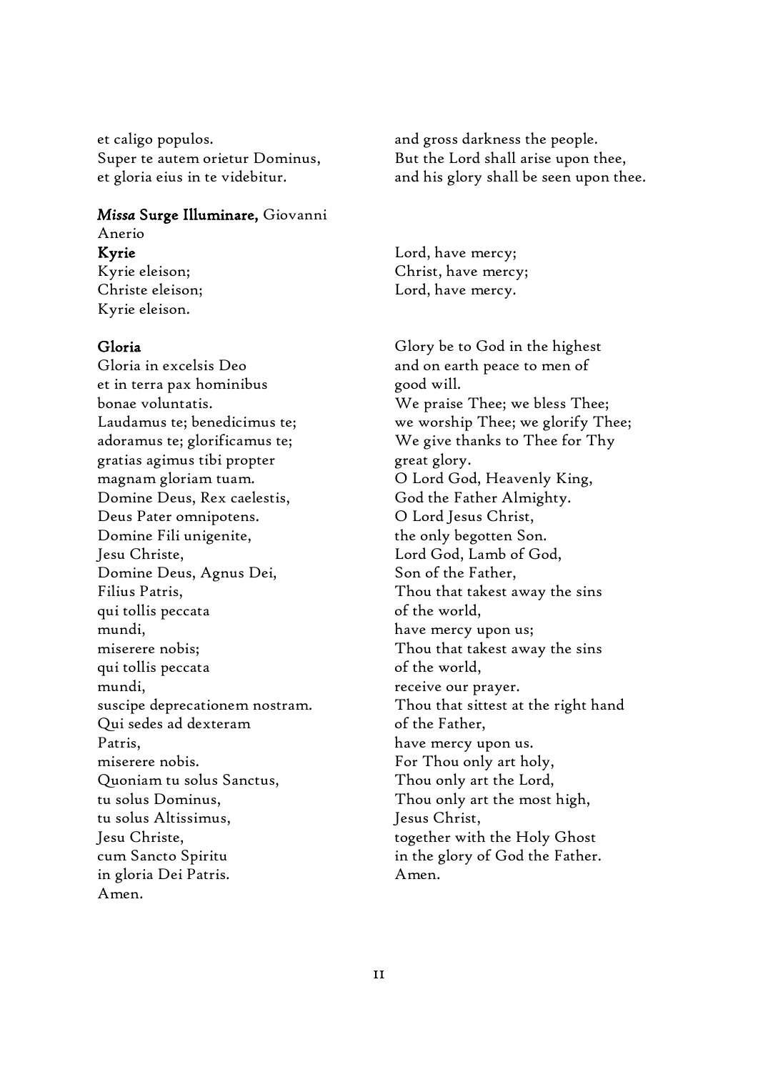et caligo populos.
Super te autem orietur Dominus,
et gloria eius in te videbitur.

and gross darkness the people.
But the Lord shall arise upon thee,
and his glory shall be seen upon thee.

### *Missa* **Surge Illuminare,** Giovanni Anerio

### Kyrie

Kyrie eleison;
Christe eleison;
Kyrie eleison.

Lord, have mercy;
Christ, have mercy;
Lord, have mercy.

### Gloria

Gloria in excelsis Deo
et in terra pax hominibus
bonae voluntatis.
Laudamus te; benedicimus te;
adoramus te; glorificamus te;
gratias agimus tibi propter
magnam gloriam tuam.
Domine Deus, Rex caelestis,
Deus Pater omnipotens.
Domine Fili unigenite,
Jesu Christe,
Domine Deus, Agnus Dei,
Filius Patris,
qui tollis peccata
mundi,
miserere nobis;
qui tollis peccata
mundi,
suscipe deprecationem nostram.
Qui sedes ad dexteram
Patris,
miserere nobis.
Quoniam tu solus Sanctus,
tu solus Dominus,
tu solus Altissimus,
Jesu Christe,
cum Sancto Spiritu
in gloria Dei Patris.
Amen.

Glory be to God in the highest
and on earth peace to men of
good will.
We praise Thee; we bless Thee;
we worship Thee; we glorify Thee;
We give thanks to Thee for Thy
great glory.
O Lord God, Heavenly King,
God the Father Almighty.
O Lord Jesus Christ,
the only begotten Son.
Lord God, Lamb of God,
Son of the Father,
Thou that takest away the sins
of the world,
have mercy upon us;
Thou that takest away the sins
of the world,
receive our prayer.
Thou that sittest at the right hand
of the Father,
have mercy upon us.
For Thou only art holy,
Thou only art the Lord,
Thou only art the most high,
Jesus Christ,
together with the Holy Ghost
in the glory of God the Father.
Amen.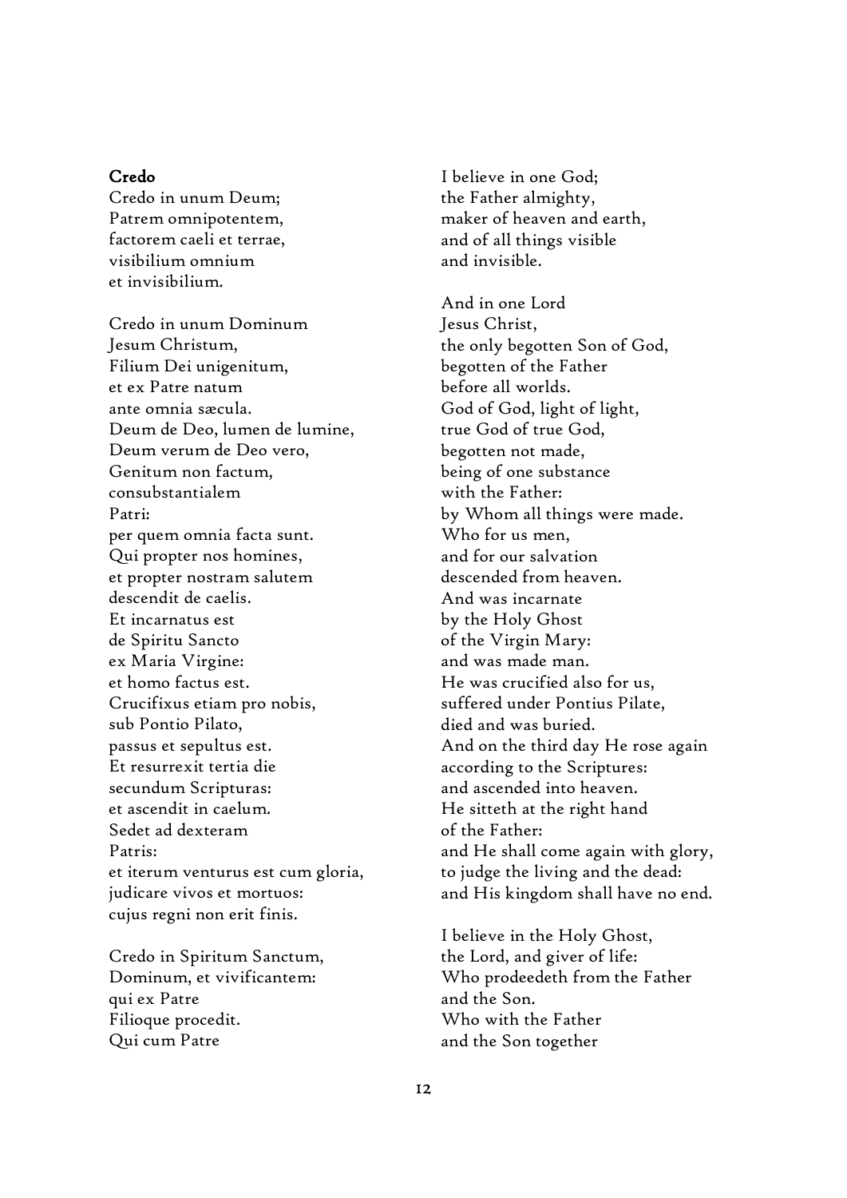**Credo**

Credo in unum Deum;
Patrem omnipotentem,
factorem caeli et terrae,
visibilium omnium
et invisibilium.

Credo in unum Dominum
Jesum Christum,
Filium Dei unigenitum,
et ex Patre natum
ante omnia sæcula.
Deum de Deo, lumen de lumine,
Deum verum de Deo vero,
Genitum non factum,
consubstantialem
Patri:
per quem omnia facta sunt.
Qui propter nos homines,
et propter nostram salutem
descendit de caelis.
Et incarnatus est
de Spiritu Sancto
ex Maria Virgine:
et homo factus est.
Crucifixus etiam pro nobis,
sub Pontio Pilato,
passus et sepultus est.
Et resurrexit tertia die
secundum Scripturas:
et ascendit in caelum.
Sedet ad dexteram
Patris:
et iterum venturus est cum gloria,
judicare vivos et mortuos:
cujus regni non erit finis.

Credo in Spiritum Sanctum,
Dominum, et vivificantem:
qui ex Patre
Filioque procedit.
Qui cum Patre

I believe in one God;
the Father almighty,
maker of heaven and earth,
and of all things visible
and invisible.

And in one Lord
Jesus Christ,
the only begotten Son of God,
begotten of the Father
before all worlds.
God of God, light of light,
true God of true God,
begotten not made,
being of one substance
with the Father:
by Whom all things were made.
Who for us men,
and for our salvation
descended from heaven.
And was incarnate
by the Holy Ghost
of the Virgin Mary:
and was made man.
He was crucified also for us,
suffered under Pontius Pilate,
died and was buried.
And on the third day He rose again
according to the Scriptures:
and ascended into heaven.
He sitteth at the right hand
of the Father:
and He shall come again with glory,
to judge the living and the dead:
and His kingdom shall have no end.

I believe in the Holy Ghost,
the Lord, and giver of life:
Who prodeedeth from the Father
and the Son.
Who with the Father
and the Son together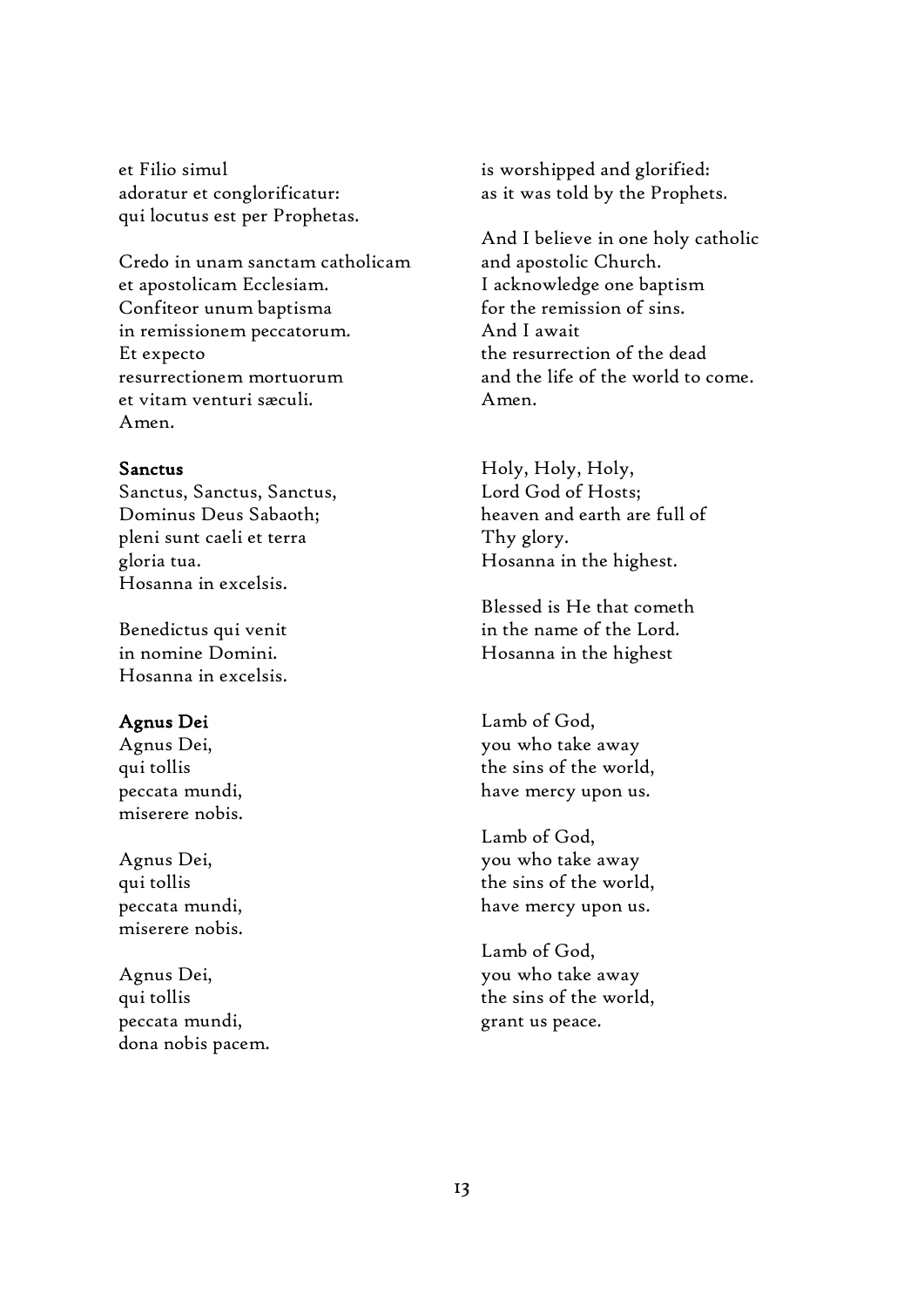et Filio simul
adoratur et conglorificatur:
qui locutus est per Prophetas.

Credo in unam sanctam catholicam
et apostolicam Ecclesiam.
Confiteor unum baptisma
in remissionem peccatorum.
Et expecto
resurrectionem mortuorum
et vitam venturi sæculi.
Amen.

is worshipped and glorified:
as it was told by the Prophets.

And I believe in one holy catholic
and apostolic Church.
I acknowledge one baptism
for the remission of sins.
And I await
the resurrection of the dead
and the life of the world to come.
Amen.

**Sanctus**

Sanctus, Sanctus, Sanctus,
Dominus Deus Sabaoth;
pleni sunt caeli et terra
gloria tua.
Hosanna in excelsis.

Benedictus qui venit
in nomine Domini.
Hosanna in excelsis.

Holy, Holy, Holy,
Lord God of Hosts;
heaven and earth are full of
Thy glory.
Hosanna in the highest.

Blessed is He that cometh
in the name of the Lord.
Hosanna in the highest

**Agnus Dei**

Agnus Dei,
qui tollis
peccata mundi,
miserere nobis.

Agnus Dei,
qui tollis
peccata mundi,
miserere nobis.

Agnus Dei,
qui tollis
peccata mundi,
dona nobis pacem.

Lamb of God,
you who take away
the sins of the world,
have mercy upon us.

Lamb of God,
you who take away
the sins of the world,
have mercy upon us.

Lamb of God,
you who take away
the sins of the world,
grant us peace.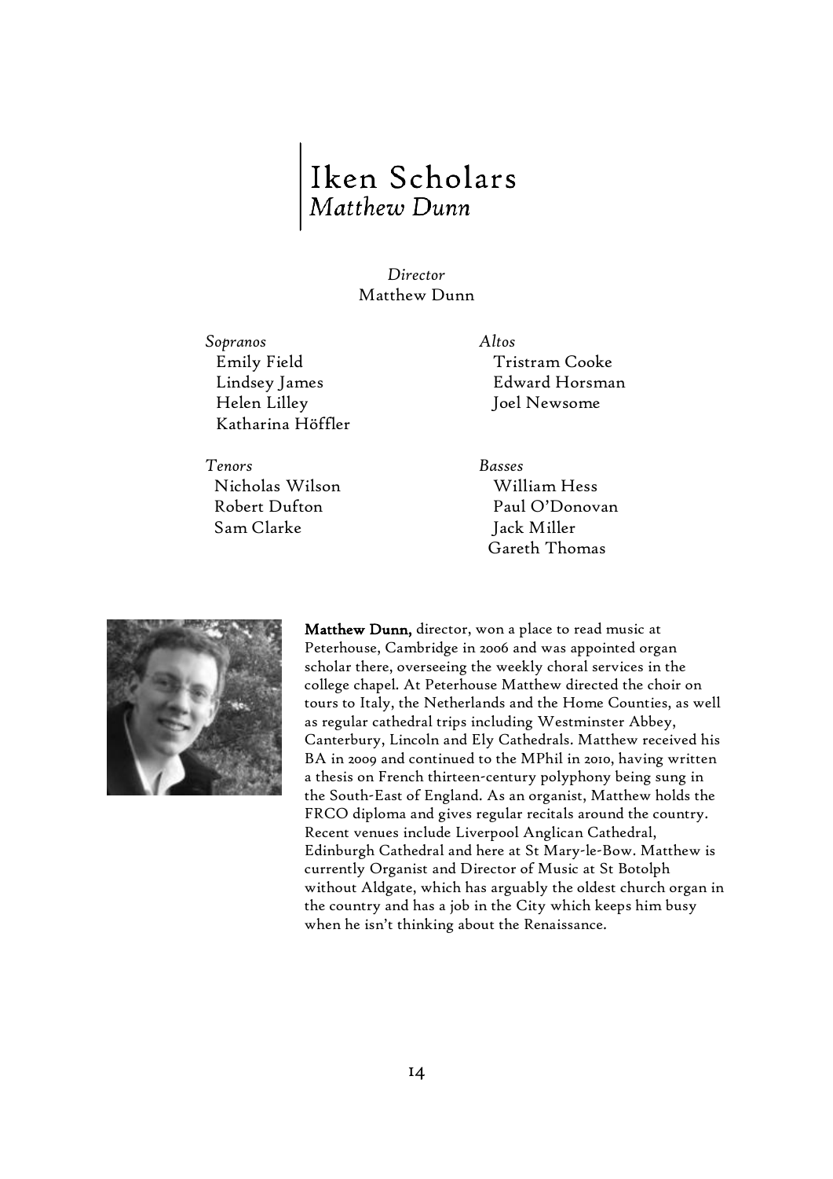# Iken Scholars
*Matthew Dunn*

*Director*
Matthew Dunn

*Sopranos*
Emily Field
Lindsey James
Helen Lilley
Katharina Höffler

*Altos*
Tristram Cooke
Edward Horsman
Joel Newsome

*Tenors*
Nicholas Wilson
Robert Dufton
Sam Clarke

*Basses*
William Hess
Paul O'Donovan
Jack Miller
Gareth Thomas

**Matthew Dunn,** director, won a place to read music at Peterhouse, Cambridge in 2006 and was appointed organ scholar there, overseeing the weekly choral services in the college chapel. At Peterhouse Matthew directed the choir on tours to Italy, the Netherlands and the Home Counties, as well as regular cathedral trips including Westminster Abbey, Canterbury, Lincoln and Ely Cathedrals. Matthew received his BA in 2009 and continued to the MPhil in 2010, having written a thesis on French thirteen-century polyphony being sung in the South-East of England. As an organist, Matthew holds the FRCO diploma and gives regular recitals around the country. Recent venues include Liverpool Anglican Cathedral, Edinburgh Cathedral and here at St Mary-le-Bow. Matthew is currently Organist and Director of Music at St Botolph without Aldgate, which has arguably the oldest church organ in the country and has a job in the City which keeps him busy when he isn't thinking about the Renaissance.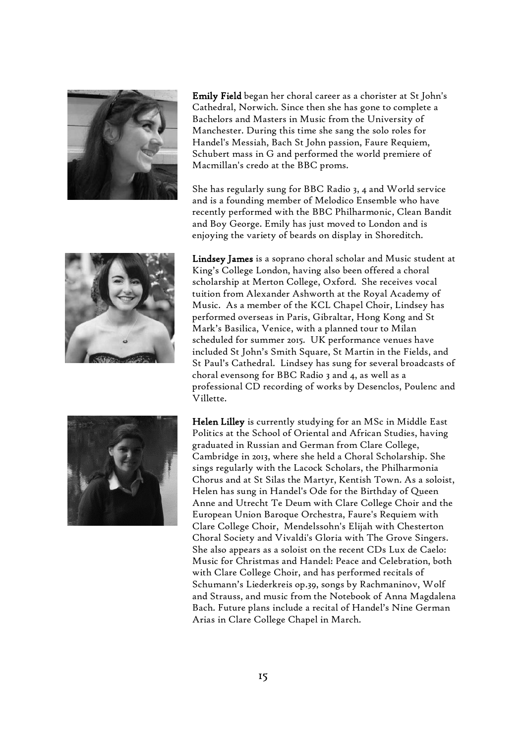**Emily Field** began her choral career as a chorister at St John's Cathedral, Norwich. Since then she has gone to complete a Bachelors and Masters in Music from the University of Manchester. During this time she sang the solo roles for Handel's Messiah, Bach St John passion, Faure Requiem, Schubert mass in G and performed the world premiere of Macmillan's credo at the BBC proms.

She has regularly sung for BBC Radio 3, 4 and World service and is a founding member of Melodico Ensemble who have recently performed with the BBC Philharmonic, Clean Bandit and Boy George. Emily has just moved to London and is enjoying the variety of beards on display in Shoreditch.

**Lindsey James** is a soprano choral scholar and Music student at King's College London, having also been offered a choral scholarship at Merton College, Oxford. She receives vocal tuition from Alexander Ashworth at the Royal Academy of Music. As a member of the KCL Chapel Choir, Lindsey has performed overseas in Paris, Gibraltar, Hong Kong and St Mark's Basilica, Venice, with a planned tour to Milan scheduled for summer 2015. UK performance venues have included St John's Smith Square, St Martin in the Fields, and St Paul's Cathedral. Lindsey has sung for several broadcasts of choral evensong for BBC Radio 3 and 4, as well as a professional CD recording of works by Desenclos, Poulenc and Villette.

**Helen Lilley** is currently studying for an MSc in Middle East Politics at the School of Oriental and African Studies, having graduated in Russian and German from Clare College, Cambridge in 2013, where she held a Choral Scholarship. She sings regularly with the Lacock Scholars, the Philharmonia Chorus and at St Silas the Martyr, Kentish Town. As a soloist, Helen has sung in Handel's Ode for the Birthday of Queen Anne and Utrecht Te Deum with Clare College Choir and the European Union Baroque Orchestra, Faure's Requiem with Clare College Choir, Mendelssohn's Elijah with Chesterton Choral Society and Vivaldi's Gloria with The Grove Singers. She also appears as a soloist on the recent CDs Lux de Caelo: Music for Christmas and Handel: Peace and Celebration, both with Clare College Choir, and has performed recitals of Schumann's Liederkreis op.39, songs by Rachmaninov, Wolf and Strauss, and music from the Notebook of Anna Magdalena Bach. Future plans include a recital of Handel's Nine German Arias in Clare College Chapel in March.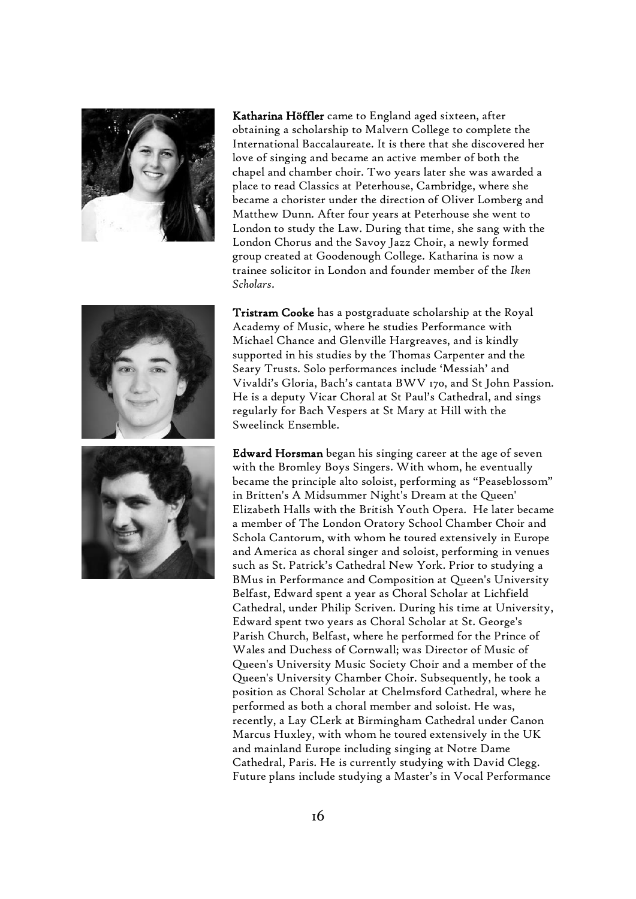**Katharina Höffler** came to England aged sixteen, after obtaining a scholarship to Malvern College to complete the International Baccalaureate. It is there that she discovered her love of singing and became an active member of both the chapel and chamber choir. Two years later she was awarded a place to read Classics at Peterhouse, Cambridge, where she became a chorister under the direction of Oliver Lomberg and Matthew Dunn. After four years at Peterhouse she went to London to study the Law. During that time, she sang with the London Chorus and the Savoy Jazz Choir, a newly formed group created at Goodenough College. Katharina is now a trainee solicitor in London and founder member of the *Iken Scholars*.

**Tristram Cooke** has a postgraduate scholarship at the Royal Academy of Music, where he studies Performance with Michael Chance and Glenville Hargreaves, and is kindly supported in his studies by the Thomas Carpenter and the Seary Trusts. Solo performances include 'Messiah' and Vivaldi's Gloria, Bach's cantata BWV 170, and St John Passion. He is a deputy Vicar Choral at St Paul's Cathedral, and sings regularly for Bach Vespers at St Mary at Hill with the Sweelinck Ensemble.

**Edward Horsman** began his singing career at the age of seven with the Bromley Boys Singers. With whom, he eventually became the principle alto soloist, performing as "Peaseblossom" in Britten's A Midsummer Night's Dream at the Queen' Elizabeth Halls with the British Youth Opera. He later became a member of The London Oratory School Chamber Choir and Schola Cantorum, with whom he toured extensively in Europe and America as choral singer and soloist, performing in venues such as St. Patrick's Cathedral New York. Prior to studying a BMus in Performance and Composition at Queen's University Belfast, Edward spent a year as Choral Scholar at Lichfield Cathedral, under Philip Scriven. During his time at University, Edward spent two years as Choral Scholar at St. George's Parish Church, Belfast, where he performed for the Prince of Wales and Duchess of Cornwall; was Director of Music of Queen's University Music Society Choir and a member of the Queen's University Chamber Choir. Subsequently, he took a position as Choral Scholar at Chelmsford Cathedral, where he performed as both a choral member and soloist. He was, recently, a Lay CLerk at Birmingham Cathedral under Canon Marcus Huxley, with whom he toured extensively in the UK and mainland Europe including singing at Notre Dame Cathedral, Paris. He is currently studying with David Clegg. Future plans include studying a Master's in Vocal Performance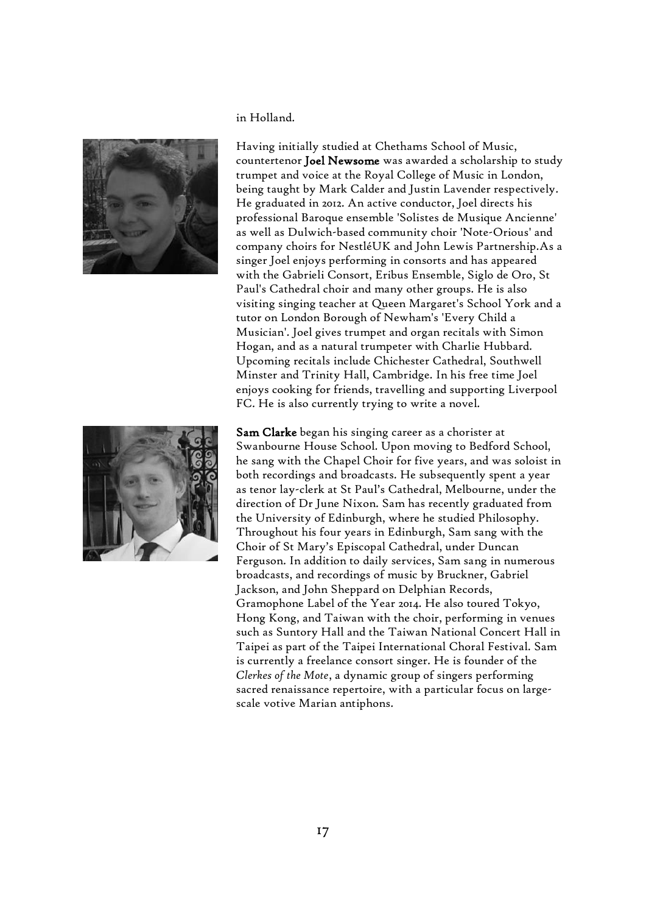in Holland.

Having initially studied at Chethams School of Music, countertenor **Joel Newsome** was awarded a scholarship to study trumpet and voice at the Royal College of Music in London, being taught by Mark Calder and Justin Lavender respectively. He graduated in 2012. An active conductor, Joel directs his professional Baroque ensemble 'Solistes de Musique Ancienne' as well as Dulwich-based community choir 'Note-Orious' and company choirs for NestléUK and John Lewis Partnership.As a singer Joel enjoys performing in consorts and has appeared with the Gabrieli Consort, Eribus Ensemble, Siglo de Oro, St Paul's Cathedral choir and many other groups. He is also visiting singing teacher at Queen Margaret's School York and a tutor on London Borough of Newham's 'Every Child a Musician'. Joel gives trumpet and organ recitals with Simon Hogan, and as a natural trumpeter with Charlie Hubbard. Upcoming recitals include Chichester Cathedral, Southwell Minster and Trinity Hall, Cambridge. In his free time Joel enjoys cooking for friends, travelling and supporting Liverpool FC. He is also currently trying to write a novel.

**Sam Clarke** began his singing career as a chorister at Swanbourne House School. Upon moving to Bedford School, he sang with the Chapel Choir for five years, and was soloist in both recordings and broadcasts. He subsequently spent a year as tenor lay-clerk at St Paul's Cathedral, Melbourne, under the direction of Dr June Nixon. Sam has recently graduated from the University of Edinburgh, where he studied Philosophy. Throughout his four years in Edinburgh, Sam sang with the Choir of St Mary's Episcopal Cathedral, under Duncan Ferguson. In addition to daily services, Sam sang in numerous broadcasts, and recordings of music by Bruckner, Gabriel Jackson, and John Sheppard on Delphian Records, Gramophone Label of the Year 2014. He also toured Tokyo, Hong Kong, and Taiwan with the choir, performing in venues such as Suntory Hall and the Taiwan National Concert Hall in Taipei as part of the Taipei International Choral Festival. Sam is currently a freelance consort singer. He is founder of the *Clerkes of the Mote*, a dynamic group of singers performing sacred renaissance repertoire, with a particular focus on large-scale votive Marian antiphons.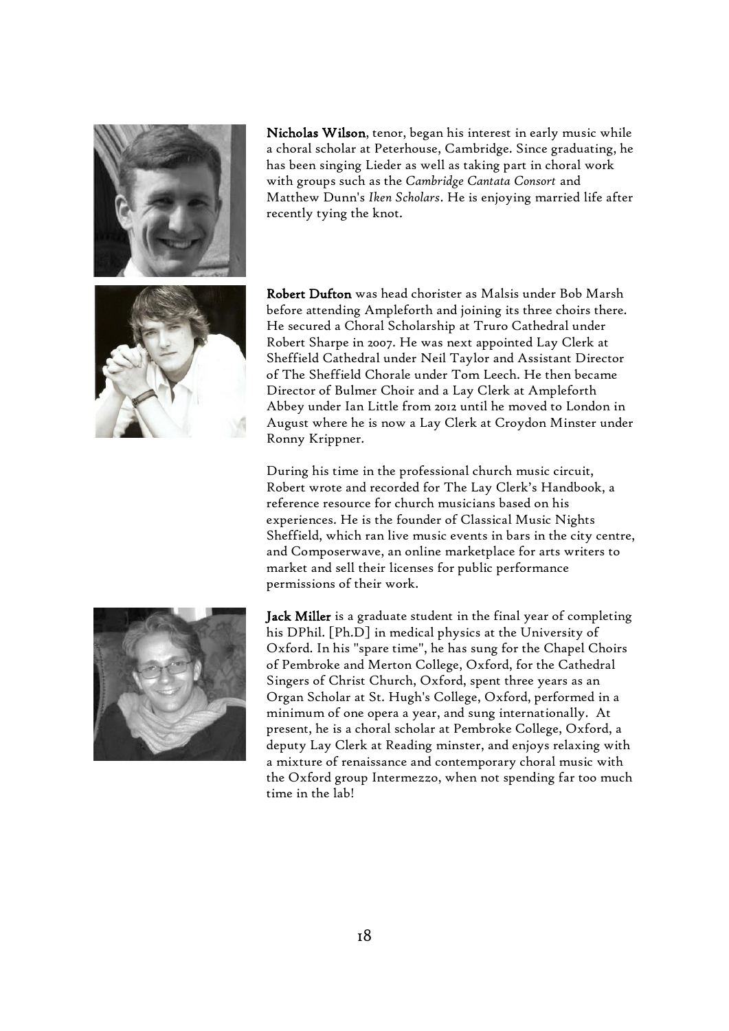**Nicholas Wilson**, tenor, began his interest in early music while a choral scholar at Peterhouse, Cambridge. Since graduating, he has been singing Lieder as well as taking part in choral work with groups such as the *Cambridge Cantata Consort* and Matthew Dunn's *Iken Scholars*. He is enjoying married life after recently tying the knot.

**Robert Dufton** was head chorister as Malsis under Bob Marsh before attending Ampleforth and joining its three choirs there. He secured a Choral Scholarship at Truro Cathedral under Robert Sharpe in 2007. He was next appointed Lay Clerk at Sheffield Cathedral under Neil Taylor and Assistant Director of The Sheffield Chorale under Tom Leech. He then became Director of Bulmer Choir and a Lay Clerk at Ampleforth Abbey under Ian Little from 2012 until he moved to London in August where he is now a Lay Clerk at Croydon Minster under Ronny Krippner.

During his time in the professional church music circuit, Robert wrote and recorded for The Lay Clerk's Handbook, a reference resource for church musicians based on his experiences. He is the founder of Classical Music Nights Sheffield, which ran live music events in bars in the city centre, and Composerwave, an online marketplace for arts writers to market and sell their licenses for public performance permissions of their work.

**Jack Miller** is a graduate student in the final year of completing his DPhil. [Ph.D] in medical physics at the University of Oxford. In his "spare time", he has sung for the Chapel Choirs of Pembroke and Merton College, Oxford, for the Cathedral Singers of Christ Church, Oxford, spent three years as an Organ Scholar at St. Hugh's College, Oxford, performed in a minimum of one opera a year, and sung internationally. At present, he is a choral scholar at Pembroke College, Oxford, a deputy Lay Clerk at Reading minster, and enjoys relaxing with a mixture of renaissance and contemporary choral music with the Oxford group Intermezzo, when not spending far too much time in the lab!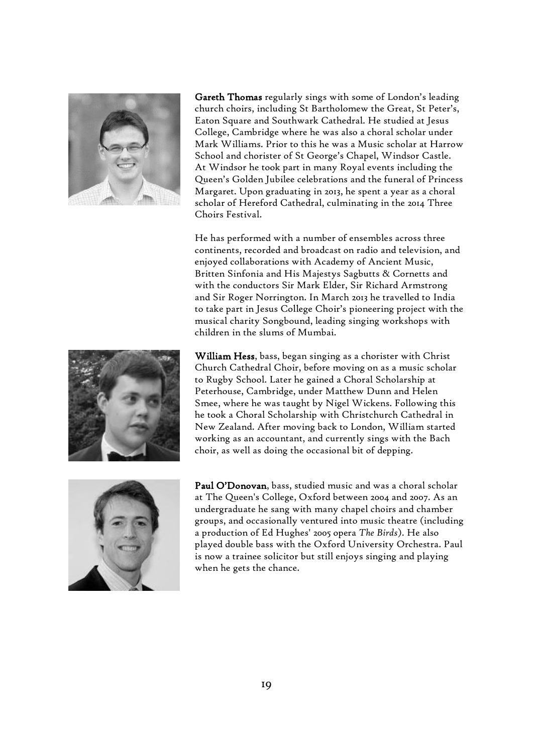**Gareth Thomas** regularly sings with some of London's leading church choirs, including St Bartholomew the Great, St Peter's, Eaton Square and Southwark Cathedral. He studied at Jesus College, Cambridge where he was also a choral scholar under Mark Williams. Prior to this he was a Music scholar at Harrow School and chorister of St George's Chapel, Windsor Castle. At Windsor he took part in many Royal events including the Queen's Golden Jubilee celebrations and the funeral of Princess Margaret. Upon graduating in 2013, he spent a year as a choral scholar of Hereford Cathedral, culminating in the 2014 Three Choirs Festival.

He has performed with a number of ensembles across three continents, recorded and broadcast on radio and television, and enjoyed collaborations with Academy of Ancient Music, Britten Sinfonia and His Majestys Sagbutts & Cornetts and with the conductors Sir Mark Elder, Sir Richard Armstrong and Sir Roger Norrington. In March 2013 he travelled to India to take part in Jesus College Choir's pioneering project with the musical charity Songbound, leading singing workshops with children in the slums of Mumbai.

**William Hess**, bass, began singing as a chorister with Christ Church Cathedral Choir, before moving on as a music scholar to Rugby School. Later he gained a Choral Scholarship at Peterhouse, Cambridge, under Matthew Dunn and Helen Smee, where he was taught by Nigel Wickens. Following this he took a Choral Scholarship with Christchurch Cathedral in New Zealand. After moving back to London, William started working as an accountant, and currently sings with the Bach choir, as well as doing the occasional bit of depping.

**Paul O'Donovan**, bass, studied music and was a choral scholar at The Queen's College, Oxford between 2004 and 2007. As an undergraduate he sang with many chapel choirs and chamber groups, and occasionally ventured into music theatre (including a production of Ed Hughes' 2005 opera *The Birds*). He also played double bass with the Oxford University Orchestra. Paul is now a trainee solicitor but still enjoys singing and playing when he gets the chance.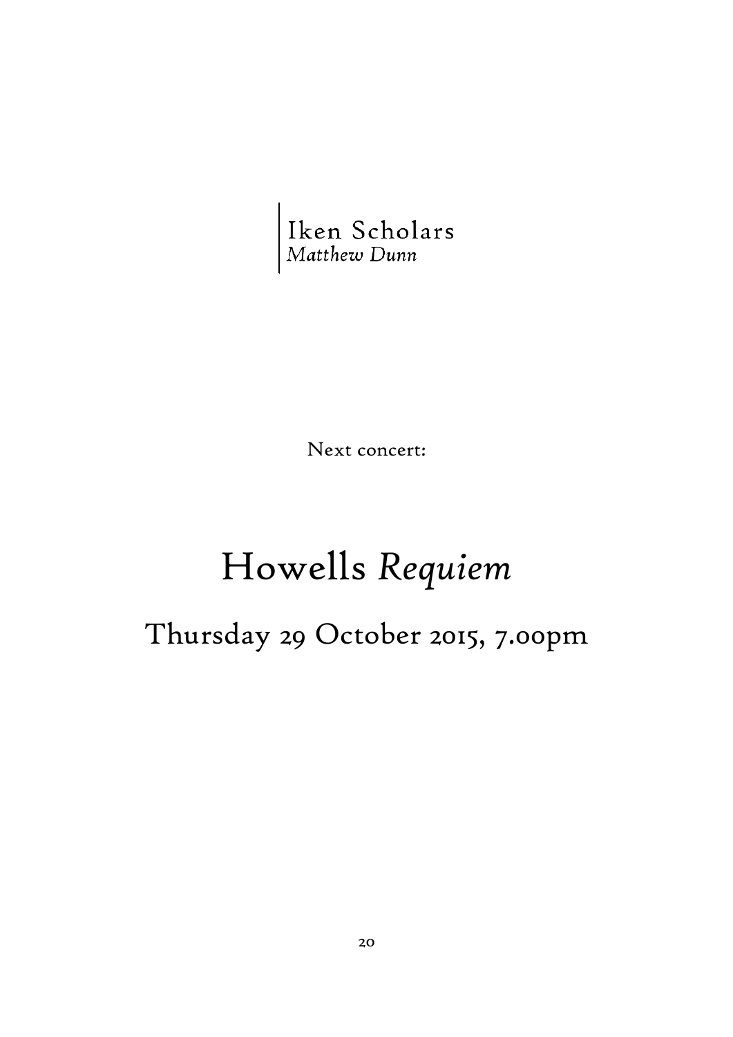Iken Scholars
*Matthew Dunn*

Next concert:

# Howells *Requiem*

## Thursday 29 October 2015, 7.00pm